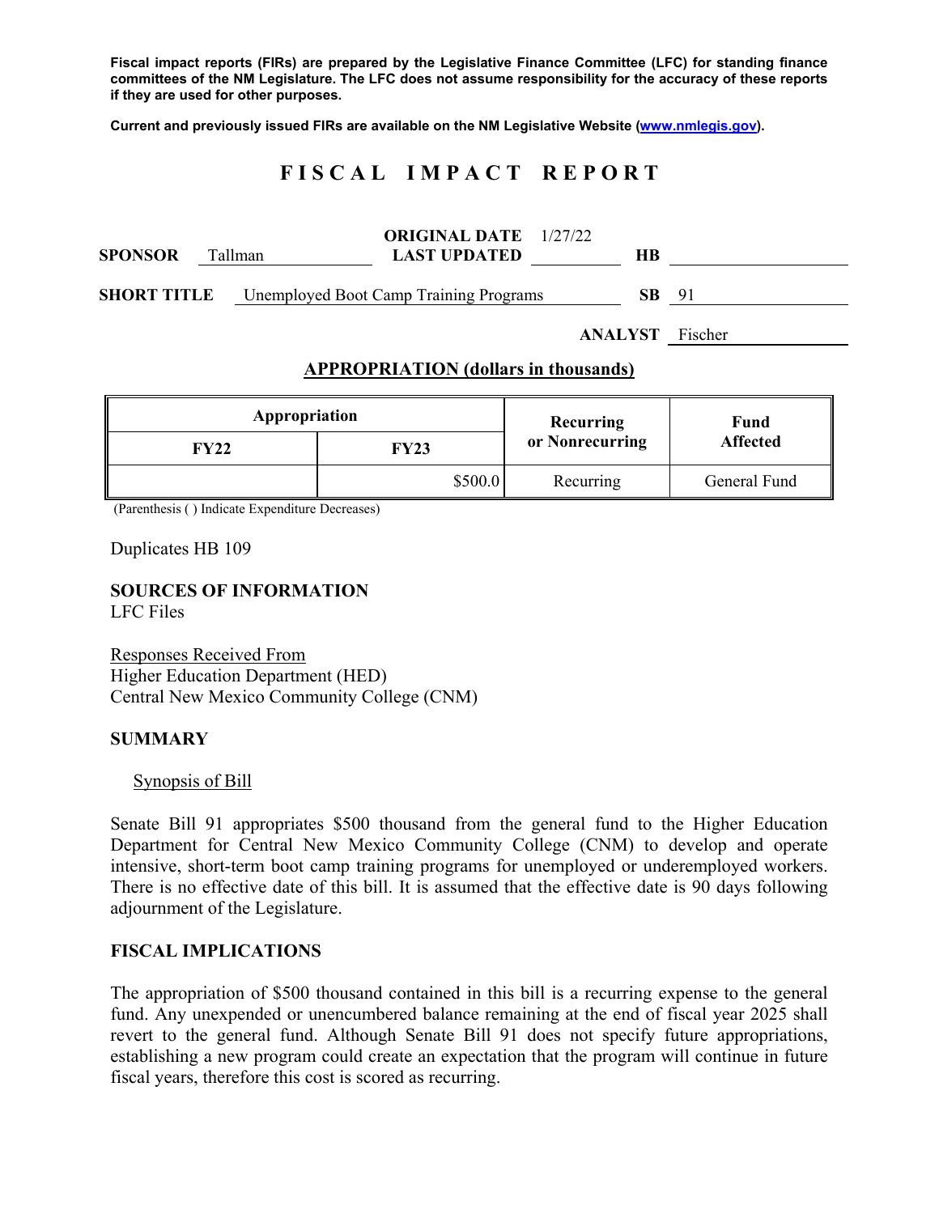**Fiscal impact reports (FIRs) are prepared by the Legislative Finance Committee (LFC) for standing finance committees of the NM Legislature. The LFC does not assume responsibility for the accuracy of these reports if they are used for other purposes.**

**Current and previously issued FIRs are available on the NM Legislative Website (www.nmlegis.gov).**

# F I S C A L   I M P A C T   R E P O R T

**SPONSOR** Tallman  **ORIGINAL DATE** 1/27/22  **LAST UPDATED**  **HB**

**SHORT TITLE** Unemployed Boot Camp Training Programs  **SB** 91

**ANALYST** Fischer

**APPROPRIATION (dollars in thousands)**

| Appropriation | | Recurring or Nonrecurring | Fund Affected |
|---|---|---|---|
| **FY22** | **FY23** | | |
| | $500.0 | Recurring | General Fund |

(Parenthesis ( ) Indicate Expenditure Decreases)

Duplicates HB 109

**SOURCES OF INFORMATION**
LFC Files

Responses Received From
Higher Education Department (HED)
Central New Mexico Community College (CNM)

**SUMMARY**

Synopsis of Bill

Senate Bill 91 appropriates $500 thousand from the general fund to the Higher Education Department for Central New Mexico Community College (CNM) to develop and operate intensive, short-term boot camp training programs for unemployed or underemployed workers. There is no effective date of this bill. It is assumed that the effective date is 90 days following adjournment of the Legislature.

**FISCAL IMPLICATIONS**

The appropriation of $500 thousand contained in this bill is a recurring expense to the general fund. Any unexpended or unencumbered balance remaining at the end of fiscal year 2025 shall revert to the general fund. Although Senate Bill 91 does not specify future appropriations, establishing a new program could create an expectation that the program will continue in future fiscal years, therefore this cost is scored as recurring.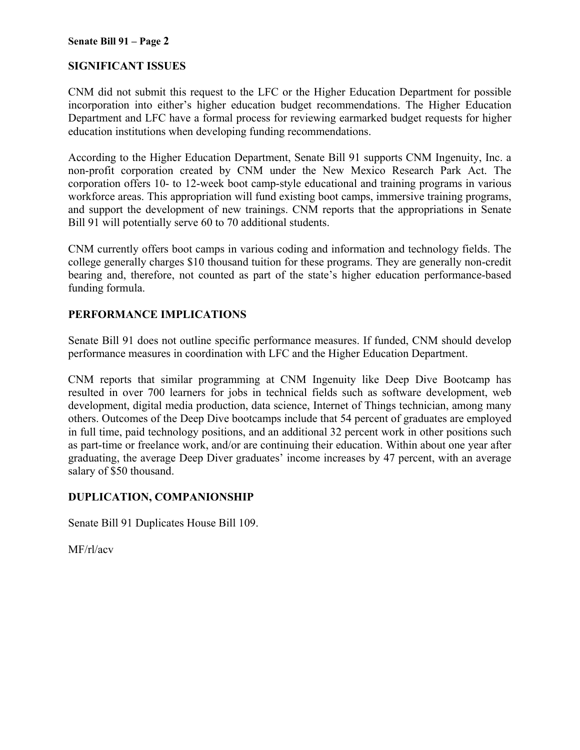## SIGNIFICANT ISSUES

CNM did not submit this request to the LFC or the Higher Education Department for possible incorporation into either's higher education budget recommendations. The Higher Education Department and LFC have a formal process for reviewing earmarked budget requests for higher education institutions when developing funding recommendations.

According to the Higher Education Department, Senate Bill 91 supports CNM Ingenuity, Inc. a non-profit corporation created by CNM under the New Mexico Research Park Act. The corporation offers 10- to 12-week boot camp-style educational and training programs in various workforce areas. This appropriation will fund existing boot camps, immersive training programs, and support the development of new trainings. CNM reports that the appropriations in Senate Bill 91 will potentially serve 60 to 70 additional students.

CNM currently offers boot camps in various coding and information and technology fields. The college generally charges $10 thousand tuition for these programs. They are generally non-credit bearing and, therefore, not counted as part of the state's higher education performance-based funding formula.

## PERFORMANCE IMPLICATIONS

Senate Bill 91 does not outline specific performance measures. If funded, CNM should develop performance measures in coordination with LFC and the Higher Education Department.

CNM reports that similar programming at CNM Ingenuity like Deep Dive Bootcamp has resulted in over 700 learners for jobs in technical fields such as software development, web development, digital media production, data science, Internet of Things technician, among many others. Outcomes of the Deep Dive bootcamps include that 54 percent of graduates are employed in full time, paid technology positions, and an additional 32 percent work in other positions such as part-time or freelance work, and/or are continuing their education. Within about one year after graduating, the average Deep Diver graduates' income increases by 47 percent, with an average salary of $50 thousand.

## DUPLICATION, COMPANIONSHIP

Senate Bill 91 Duplicates House Bill 109.

MF/rl/acv